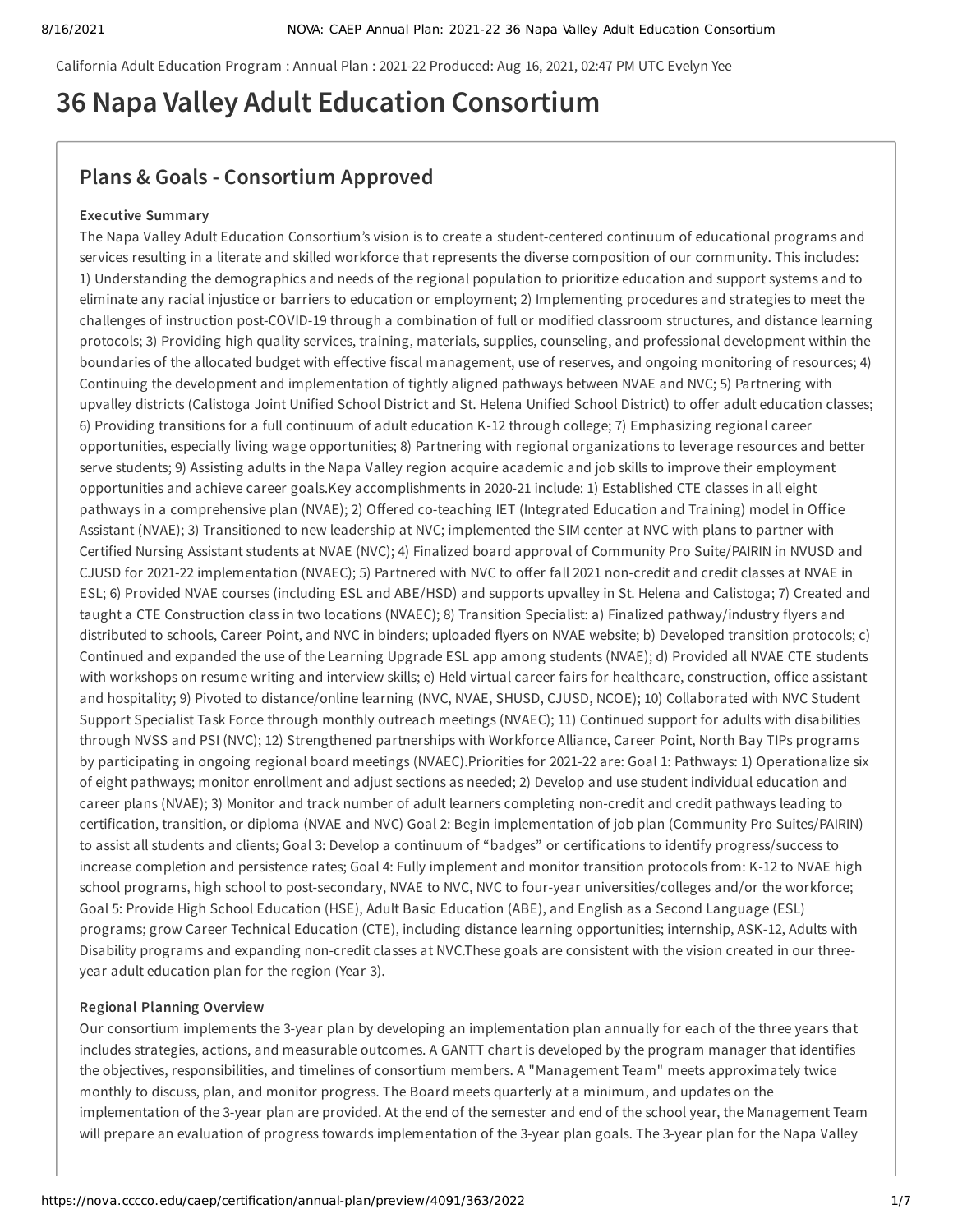California Adult Education Program : Annual Plan : 2021-22 Produced: Aug 16, 2021, 02:47 PM UTC Evelyn Yee

# 36 Napa Valley Adult Education Consortium

## Plans & Goals - Consortium Approved

### Executive Summary

The Napa Valley Adult Education Consortium's vision is to create a student-centered continuum of educational programs and services resulting in a literate and skilled workforce that represents the diverse composition of our community. This includes: 1) Understanding the demographics and needs of the regional population to prioritize education and support systems and to eliminate any racial injustice or barriers to education or employment; 2) Implementing procedures and strategies to meet the challenges of instruction post-COVID-19 through a combination of full or modified classroom structures, and distance learning protocols; 3) Providing high quality services, training, materials, supplies, counseling, and professional development within the boundaries of the allocated budget with effective fiscal management, use of reserves, and ongoing monitoring of resources; 4) Continuing the development and implementation of tightly aligned pathways between NVAE and NVC; 5) Partnering with upvalley districts (Calistoga Joint Unified School District and St. Helena Unified School District) to offer adult education classes; 6) Providing transitions for a full continuum of adult education K-12 through college; 7) Emphasizing regional career opportunities, especially living wage opportunities; 8) Partnering with regional organizations to leverage resources and better serve students; 9) Assisting adults in the Napa Valley region acquire academic and job skills to improve their employment opportunities and achieve career goals.Key accomplishments in 2020-21 include: 1) Established CTE classes in all eight pathways in a comprehensive plan (NVAE); 2) Offered co-teaching IET (Integrated Education and Training) model in Office Assistant (NVAE); 3) Transitioned to new leadership at NVC; implemented the SIM center at NVC with plans to partner with Certified Nursing Assistant students at NVAE (NVC); 4) Finalized board approval of Community Pro Suite/PAIRIN in NVUSD and CJUSD for 2021-22 implementation (NVAEC); 5) Partnered with NVC to offer fall 2021 non-credit and credit classes at NVAE in ESL; 6) Provided NVAE courses (including ESL and ABE/HSD) and supports upvalley in St. Helena and Calistoga; 7) Created and taught a CTE Construction class in two locations (NVAEC); 8) Transition Specialist: a) Finalized pathway/industry flyers and distributed to schools, Career Point, and NVC in binders; uploaded flyers on NVAE website; b) Developed transition protocols; c) Continued and expanded the use of the Learning Upgrade ESL app among students (NVAE); d) Provided all NVAE CTE students with workshops on resume writing and interview skills; e) Held virtual career fairs for healthcare, construction, office assistant and hospitality; 9) Pivoted to distance/online learning (NVC, NVAE, SHUSD, CJUSD, NCOE); 10) Collaborated with NVC Student Support Specialist Task Force through monthly outreach meetings (NVAEC); 11) Continued support for adults with disabilities through NVSS and PSI (NVC); 12) Strengthened partnerships with Workforce Alliance, Career Point, North Bay TIPs programs by participating in ongoing regional board meetings (NVAEC).Priorities for 2021-22 are: Goal 1: Pathways: 1) Operationalize six of eight pathways; monitor enrollment and adjust sections as needed; 2) Develop and use student individual education and career plans (NVAE); 3) Monitor and track number of adult learners completing non-credit and credit pathways leading to certification, transition, or diploma (NVAE and NVC) Goal 2: Begin implementation of job plan (Community Pro Suites/PAIRIN) to assist all students and clients; Goal 3: Develop a continuum of "badges" or certifications to identify progress/success to increase completion and persistence rates; Goal 4: Fully implement and monitor transition protocols from: K-12 to NVAE high school programs, high school to post-secondary, NVAE to NVC, NVC to four-year universities/colleges and/or the workforce; Goal 5: Provide High School Education (HSE), Adult Basic Education (ABE), and English as a Second Language (ESL) programs; grow Career Technical Education (CTE), including distance learning opportunities; internship, ASK-12, Adults with Disability programs and expanding non-credit classes at NVC.These goals are consistent with the vision created in our three-year adult education plan for the region (Year 3).

### Regional Planning Overview

Our consortium implements the 3-year plan by developing an implementation plan annually for each of the three years that includes strategies, actions, and measurable outcomes. A GANTT chart is developed by the program manager that identifies the objectives, responsibilities, and timelines of consortium members. A "Management Team" meets approximately twice monthly to discuss, plan, and monitor progress. The Board meets quarterly at a minimum, and updates on the implementation of the 3-year plan are provided. At the end of the semester and end of the school year, the Management Team will prepare an evaluation of progress towards implementation of the 3-year plan goals. The 3-year plan for the Napa Valley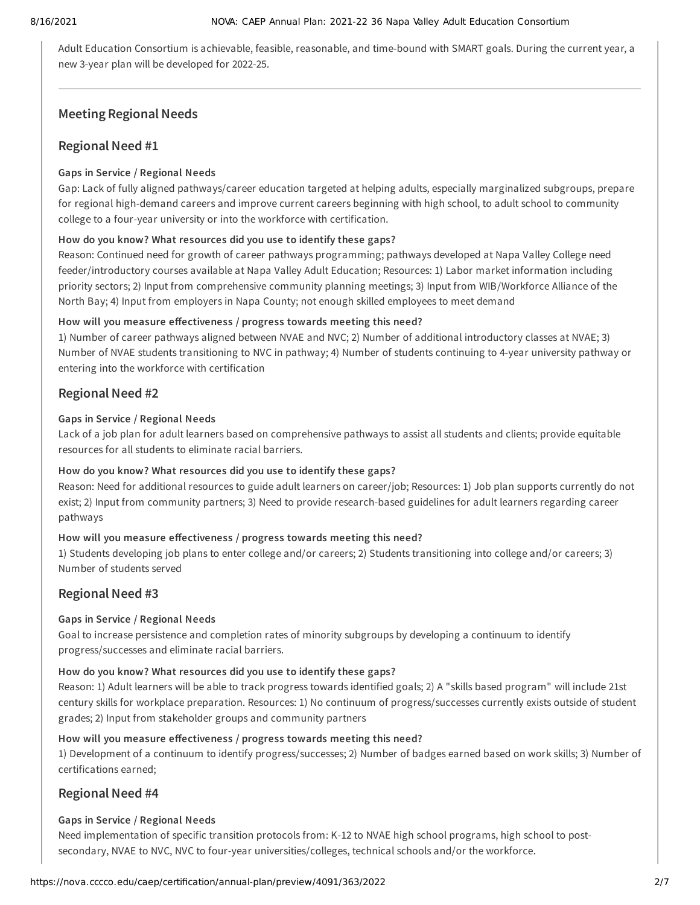Adult Education Consortium is achievable, feasible, reasonable, and time-bound with SMART goals. During the current year, a new 3-year plan will be developed for 2022-25.

---

## Meeting Regional Needs

## Regional Need #1

#### Gaps in Service / Regional Needs

Gap: Lack of fully aligned pathways/career education targeted at helping adults, especially marginalized subgroups, prepare for regional high-demand careers and improve current careers beginning with high school, to adult school to community college to a four-year university or into the workforce with certification.

#### How do you know? What resources did you use to identify these gaps?

Reason: Continued need for growth of career pathways programming; pathways developed at Napa Valley College need feeder/introductory courses available at Napa Valley Adult Education; Resources: 1) Labor market information including priority sectors; 2) Input from comprehensive community planning meetings; 3) Input from WIB/Workforce Alliance of the North Bay; 4) Input from employers in Napa County; not enough skilled employees to meet demand

#### How will you measure effectiveness / progress towards meeting this need?

1) Number of career pathways aligned between NVAE and NVC; 2) Number of additional introductory classes at NVAE; 3) Number of NVAE students transitioning to NVC in pathway; 4) Number of students continuing to 4-year university pathway or entering into the workforce with certification

## Regional Need #2

#### Gaps in Service / Regional Needs

Lack of a job plan for adult learners based on comprehensive pathways to assist all students and clients; provide equitable resources for all students to eliminate racial barriers.

#### How do you know? What resources did you use to identify these gaps?

Reason: Need for additional resources to guide adult learners on career/job; Resources: 1) Job plan supports currently do not exist; 2) Input from community partners; 3) Need to provide research-based guidelines for adult learners regarding career pathways

#### How will you measure effectiveness / progress towards meeting this need?

1) Students developing job plans to enter college and/or careers; 2) Students transitioning into college and/or careers; 3) Number of students served

## Regional Need #3

#### Gaps in Service / Regional Needs

Goal to increase persistence and completion rates of minority subgroups by developing a continuum to identify progress/successes and eliminate racial barriers.

#### How do you know? What resources did you use to identify these gaps?

Reason: 1) Adult learners will be able to track progress towards identified goals; 2) A "skills based program" will include 21st century skills for workplace preparation. Resources: 1) No continuum of progress/successes currently exists outside of student grades; 2) Input from stakeholder groups and community partners

#### How will you measure effectiveness / progress towards meeting this need?

1) Development of a continuum to identify progress/successes; 2) Number of badges earned based on work skills; 3) Number of certifications earned;

## Regional Need #4

#### Gaps in Service / Regional Needs

Need implementation of specific transition protocols from: K-12 to NVAE high school programs, high school to post-secondary, NVAE to NVC, NVC to four-year universities/colleges, technical schools and/or the workforce.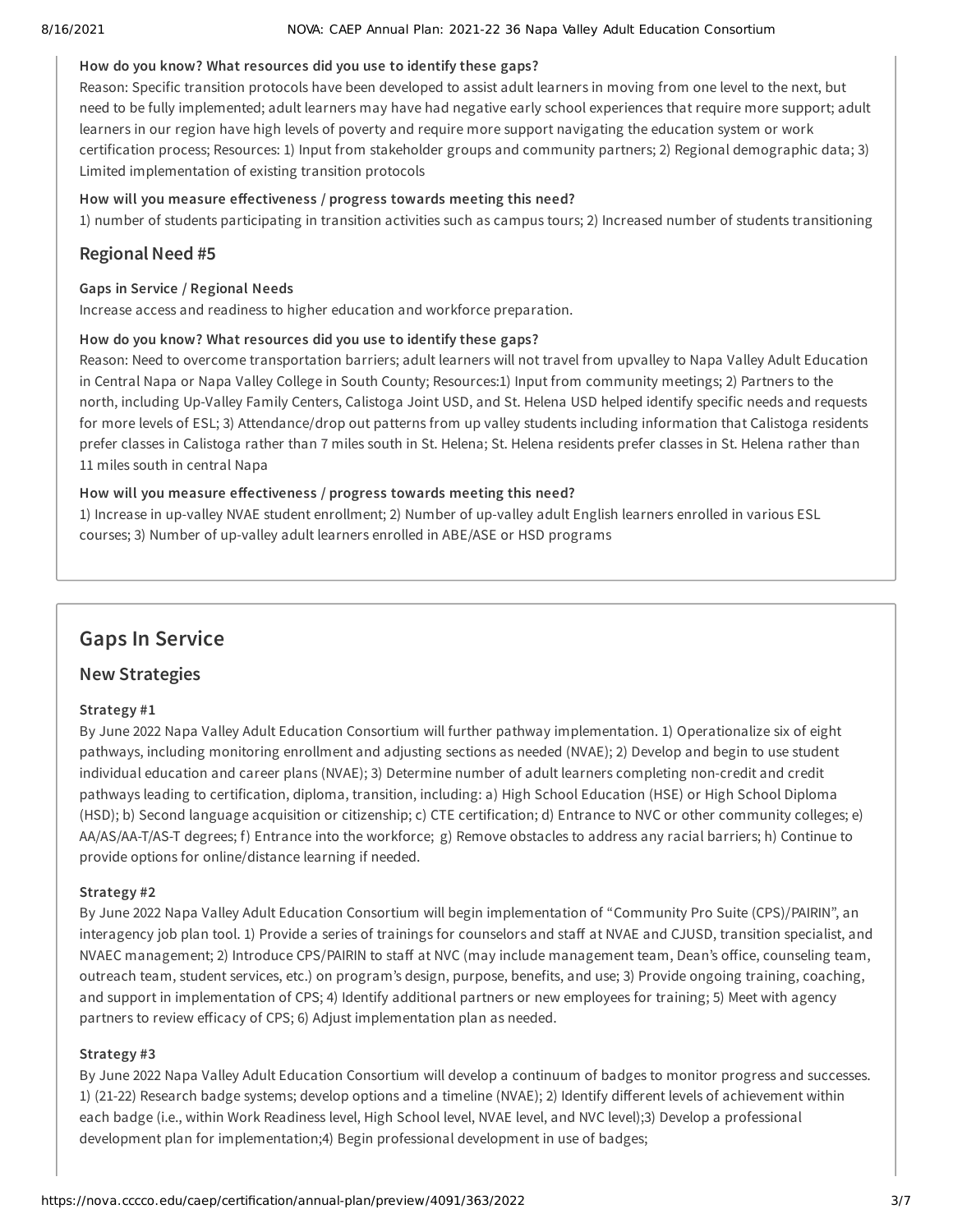**How do you know? What resources did you use to identify these gaps?**

Reason: Specific transition protocols have been developed to assist adult learners in moving from one level to the next, but need to be fully implemented; adult learners may have had negative early school experiences that require more support; adult learners in our region have high levels of poverty and require more support navigating the education system or work certification process; Resources: 1) Input from stakeholder groups and community partners; 2) Regional demographic data; 3) Limited implementation of existing transition protocols

**How will you measure effectiveness / progress towards meeting this need?**

1) number of students participating in transition activities such as campus tours; 2) Increased number of students transitioning

## Regional Need #5

**Gaps in Service / Regional Needs**

Increase access and readiness to higher education and workforce preparation.

**How do you know? What resources did you use to identify these gaps?**

Reason: Need to overcome transportation barriers; adult learners will not travel from upvalley to Napa Valley Adult Education in Central Napa or Napa Valley College in South County; Resources:1) Input from community meetings; 2) Partners to the north, including Up-Valley Family Centers, Calistoga Joint USD, and St. Helena USD helped identify specific needs and requests for more levels of ESL; 3) Attendance/drop out patterns from up valley students including information that Calistoga residents prefer classes in Calistoga rather than 7 miles south in St. Helena; St. Helena residents prefer classes in St. Helena rather than 11 miles south in central Napa

**How will you measure effectiveness / progress towards meeting this need?**

1) Increase in up-valley NVAE student enrollment; 2) Number of up-valley adult English learners enrolled in various ESL courses; 3) Number of up-valley adult learners enrolled in ABE/ASE or HSD programs

# Gaps In Service

## New Strategies

**Strategy #1**

By June 2022 Napa Valley Adult Education Consortium will further pathway implementation. 1) Operationalize six of eight pathways, including monitoring enrollment and adjusting sections as needed (NVAE); 2) Develop and begin to use student individual education and career plans (NVAE); 3) Determine number of adult learners completing non-credit and credit pathways leading to certification, diploma, transition, including: a) High School Education (HSE) or High School Diploma (HSD); b) Second language acquisition or citizenship; c) CTE certification; d) Entrance to NVC or other community colleges; e) AA/AS/AA-T/AS-T degrees; f) Entrance into the workforce; g) Remove obstacles to address any racial barriers; h) Continue to provide options for online/distance learning if needed.

**Strategy #2**

By June 2022 Napa Valley Adult Education Consortium will begin implementation of "Community Pro Suite (CPS)/PAIRIN", an interagency job plan tool. 1) Provide a series of trainings for counselors and staff at NVAE and CJUSD, transition specialist, and NVAEC management; 2) Introduce CPS/PAIRIN to staff at NVC (may include management team, Dean's office, counseling team, outreach team, student services, etc.) on program's design, purpose, benefits, and use; 3) Provide ongoing training, coaching, and support in implementation of CPS; 4) Identify additional partners or new employees for training; 5) Meet with agency partners to review efficacy of CPS; 6) Adjust implementation plan as needed.

**Strategy #3**

By June 2022 Napa Valley Adult Education Consortium will develop a continuum of badges to monitor progress and successes. 1) (21-22) Research badge systems; develop options and a timeline (NVAE); 2) Identify different levels of achievement within each badge (i.e., within Work Readiness level, High School level, NVAE level, and NVC level);3) Develop a professional development plan for implementation;4) Begin professional development in use of badges;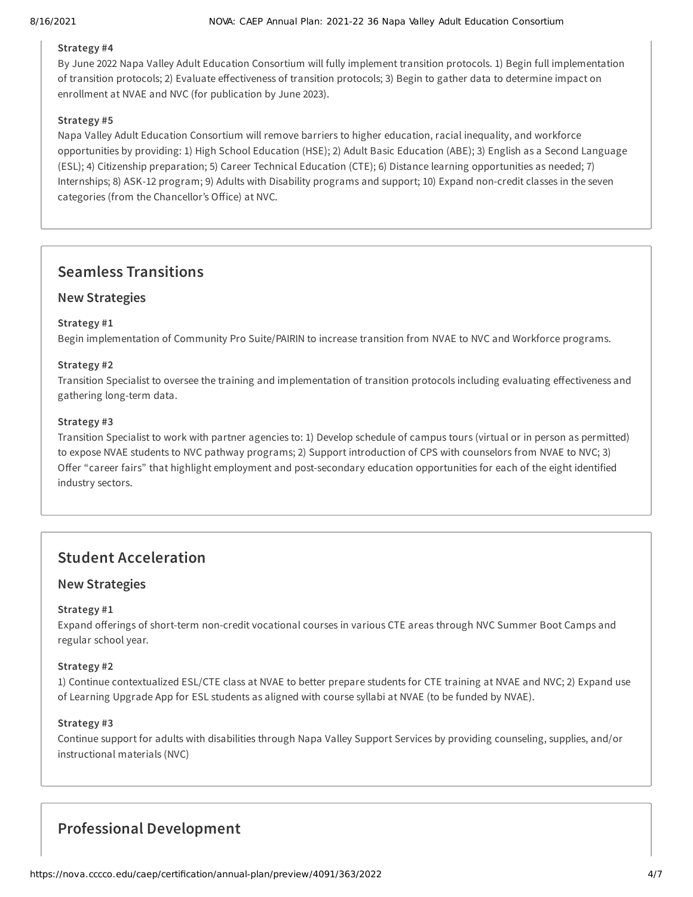**Strategy #4**

By June 2022 Napa Valley Adult Education Consortium will fully implement transition protocols. 1) Begin full implementation of transition protocols; 2) Evaluate effectiveness of transition protocols; 3) Begin to gather data to determine impact on enrollment at NVAE and NVC (for publication by June 2023).

**Strategy #5**

Napa Valley Adult Education Consortium will remove barriers to higher education, racial inequality, and workforce opportunities by providing: 1) High School Education (HSE); 2) Adult Basic Education (ABE); 3) English as a Second Language (ESL); 4) Citizenship preparation; 5) Career Technical Education (CTE); 6) Distance learning opportunities as needed; 7) Internships; 8) ASK-12 program; 9) Adults with Disability programs and support; 10) Expand non-credit classes in the seven categories (from the Chancellor's Office) at NVC.

## Seamless Transitions

### New Strategies

**Strategy #1**

Begin implementation of Community Pro Suite/PAIRIN to increase transition from NVAE to NVC and Workforce programs.

**Strategy #2**

Transition Specialist to oversee the training and implementation of transition protocols including evaluating effectiveness and gathering long-term data.

**Strategy #3**

Transition Specialist to work with partner agencies to: 1) Develop schedule of campus tours (virtual or in person as permitted) to expose NVAE students to NVC pathway programs; 2) Support introduction of CPS with counselors from NVAE to NVC; 3) Offer "career fairs" that highlight employment and post-secondary education opportunities for each of the eight identified industry sectors.

## Student Acceleration

### New Strategies

**Strategy #1**

Expand offerings of short-term non-credit vocational courses in various CTE areas through NVC Summer Boot Camps and regular school year.

**Strategy #2**

1) Continue contextualized ESL/CTE class at NVAE to better prepare students for CTE training at NVAE and NVC; 2) Expand use of Learning Upgrade App for ESL students as aligned with course syllabi at NVAE (to be funded by NVAE).

**Strategy #3**

Continue support for adults with disabilities through Napa Valley Support Services by providing counseling, supplies, and/or instructional materials (NVC)

## Professional Development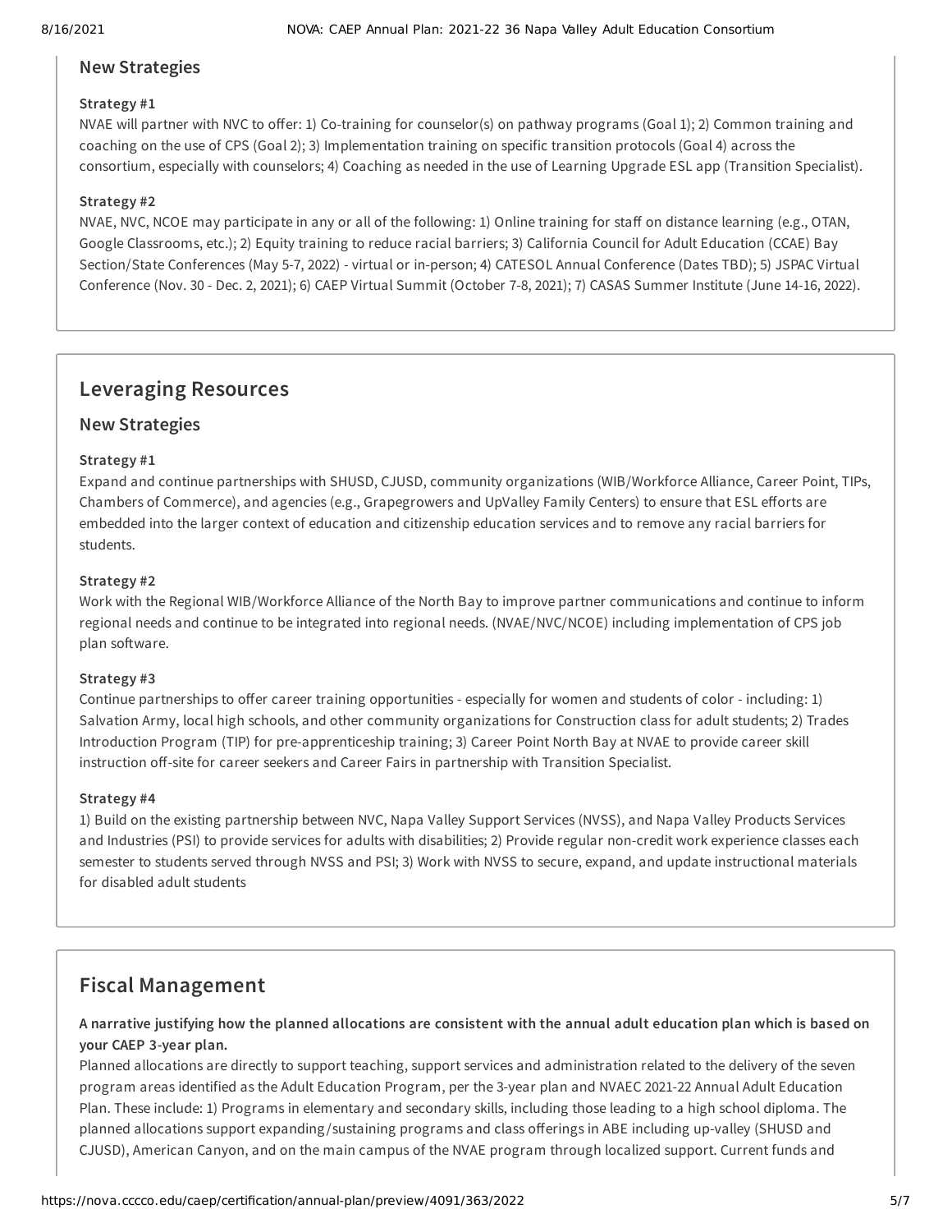### New Strategies

#### Strategy #1

NVAE will partner with NVC to offer: 1) Co-training for counselor(s) on pathway programs (Goal 1); 2) Common training and coaching on the use of CPS (Goal 2); 3) Implementation training on specific transition protocols (Goal 4) across the consortium, especially with counselors; 4) Coaching as needed in the use of Learning Upgrade ESL app (Transition Specialist).

#### Strategy #2

NVAE, NVC, NCOE may participate in any or all of the following: 1) Online training for staff on distance learning (e.g., OTAN, Google Classrooms, etc.); 2) Equity training to reduce racial barriers; 3) California Council for Adult Education (CCAE) Bay Section/State Conferences (May 5-7, 2022) - virtual or in-person; 4) CATESOL Annual Conference (Dates TBD); 5) JSPAC Virtual Conference (Nov. 30 - Dec. 2, 2021); 6) CAEP Virtual Summit (October 7-8, 2021); 7) CASAS Summer Institute (June 14-16, 2022).

## Leveraging Resources

### New Strategies

#### Strategy #1

Expand and continue partnerships with SHUSD, CJUSD, community organizations (WIB/Workforce Alliance, Career Point, TIPs, Chambers of Commerce), and agencies (e.g., Grapegrowers and UpValley Family Centers) to ensure that ESL efforts are embedded into the larger context of education and citizenship education services and to remove any racial barriers for students.

#### Strategy #2

Work with the Regional WIB/Workforce Alliance of the North Bay to improve partner communications and continue to inform regional needs and continue to be integrated into regional needs. (NVAE/NVC/NCOE) including implementation of CPS job plan software.

#### Strategy #3

Continue partnerships to offer career training opportunities - especially for women and students of color - including: 1) Salvation Army, local high schools, and other community organizations for Construction class for adult students; 2) Trades Introduction Program (TIP) for pre-apprenticeship training; 3) Career Point North Bay at NVAE to provide career skill instruction off-site for career seekers and Career Fairs in partnership with Transition Specialist.

#### Strategy #4

1) Build on the existing partnership between NVC, Napa Valley Support Services (NVSS), and Napa Valley Products Services and Industries (PSI) to provide services for adults with disabilities; 2) Provide regular non-credit work experience classes each semester to students served through NVSS and PSI; 3) Work with NVSS to secure, expand, and update instructional materials for disabled adult students

## Fiscal Management

**A narrative justifying how the planned allocations are consistent with the annual adult education plan which is based on your CAEP 3-year plan.**

Planned allocations are directly to support teaching, support services and administration related to the delivery of the seven program areas identified as the Adult Education Program, per the 3-year plan and NVAEC 2021-22 Annual Adult Education Plan. These include: 1) Programs in elementary and secondary skills, including those leading to a high school diploma. The planned allocations support expanding/sustaining programs and class offerings in ABE including up-valley (SHUSD and CJUSD), American Canyon, and on the main campus of the NVAE program through localized support. Current funds and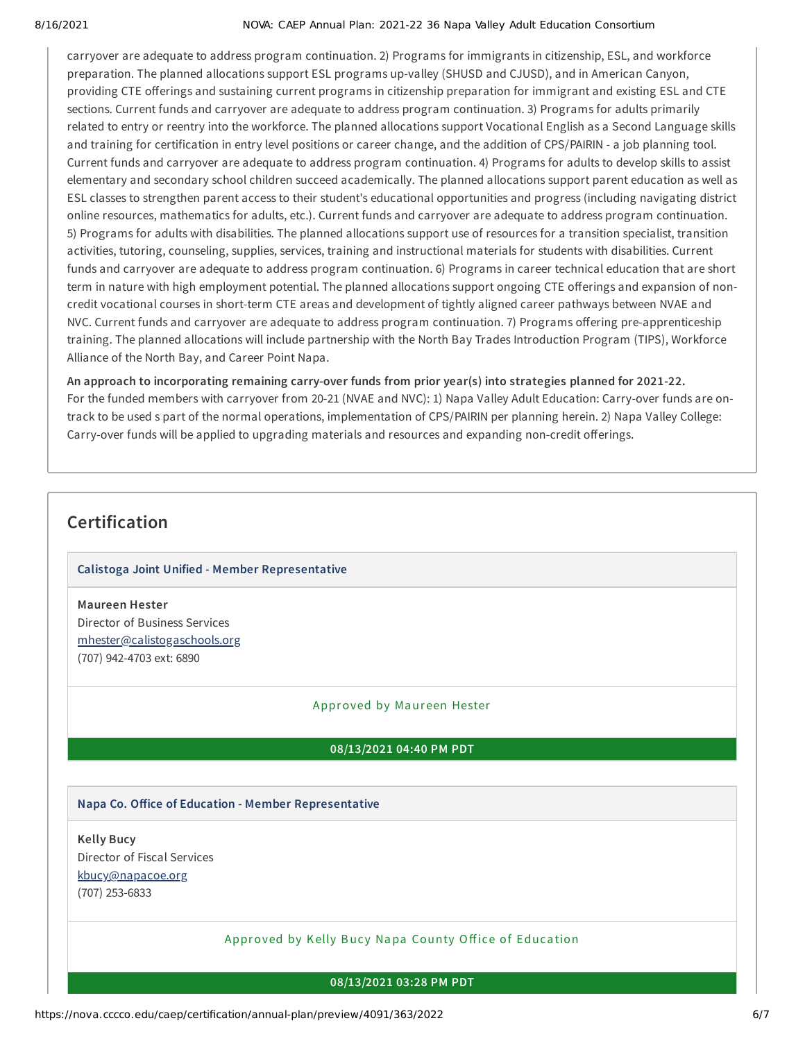carryover are adequate to address program continuation. 2) Programs for immigrants in citizenship, ESL, and workforce preparation. The planned allocations support ESL programs up-valley (SHUSD and CJUSD), and in American Canyon, providing CTE offerings and sustaining current programs in citizenship preparation for immigrant and existing ESL and CTE sections. Current funds and carryover are adequate to address program continuation. 3) Programs for adults primarily related to entry or reentry into the workforce. The planned allocations support Vocational English as a Second Language skills and training for certification in entry level positions or career change, and the addition of CPS/PAIRIN - a job planning tool. Current funds and carryover are adequate to address program continuation. 4) Programs for adults to develop skills to assist elementary and secondary school children succeed academically. The planned allocations support parent education as well as ESL classes to strengthen parent access to their student's educational opportunities and progress (including navigating district online resources, mathematics for adults, etc.). Current funds and carryover are adequate to address program continuation. 5) Programs for adults with disabilities. The planned allocations support use of resources for a transition specialist, transition activities, tutoring, counseling, supplies, services, training and instructional materials for students with disabilities. Current funds and carryover are adequate to address program continuation. 6) Programs in career technical education that are short term in nature with high employment potential. The planned allocations support ongoing CTE offerings and expansion of non-credit vocational courses in short-term CTE areas and development of tightly aligned career pathways between NVAE and NVC. Current funds and carryover are adequate to address program continuation. 7) Programs offering pre-apprenticeship training. The planned allocations will include partnership with the North Bay Trades Introduction Program (TIPS), Workforce Alliance of the North Bay, and Career Point Napa.

**An approach to incorporating remaining carry-over funds from prior year(s) into strategies planned for 2021-22.**
For the funded members with carryover from 20-21 (NVAE and NVC): 1) Napa Valley Adult Education: Carry-over funds are on-track to be used s part of the normal operations, implementation of CPS/PAIRIN per planning herein. 2) Napa Valley College: Carry-over funds will be applied to upgrading materials and resources and expanding non-credit offerings.

## Certification

**Calistoga Joint Unified - Member Representative**

**Maureen Hester**
Director of Business Services
mhester@calistogaschools.org
(707) 942-4703 ext: 6890

Approved by Maureen Hester

**08/13/2021 04:40 PM PDT**

**Napa Co. Office of Education - Member Representative**

**Kelly Bucy**
Director of Fiscal Services
kbucy@napacoe.org
(707) 253-6833

Approved by Kelly Bucy Napa County Office of Education

**08/13/2021 03:28 PM PDT**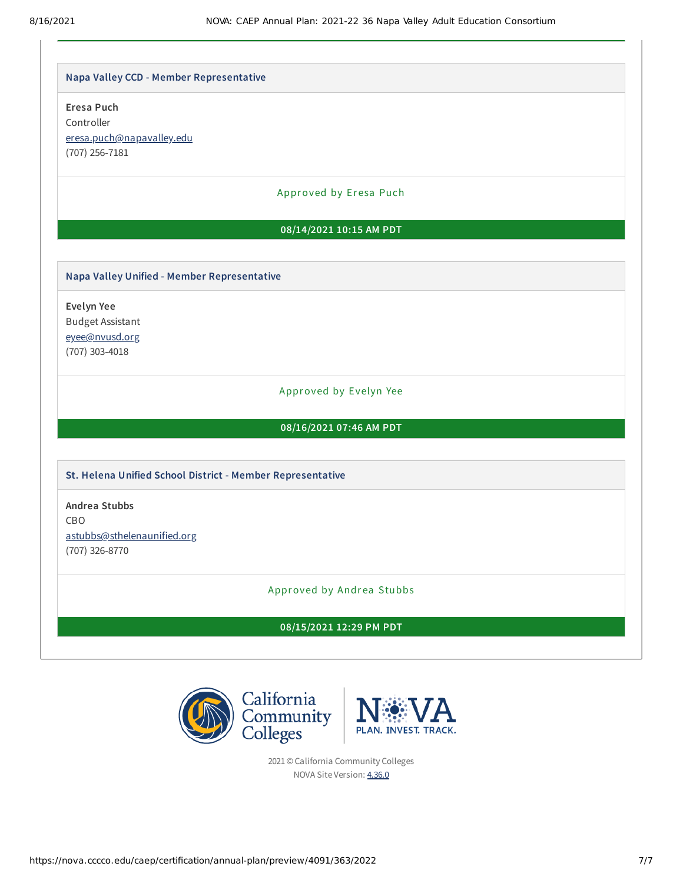### Napa Valley CCD - Member Representative

**Eresa Puch**
Controller
eresa.puch@napavalley.edu
(707) 256-7181

Approved by Eresa Puch

**08/14/2021 10:15 AM PDT**

### Napa Valley Unified - Member Representative

**Evelyn Yee**
Budget Assistant
eyee@nvusd.org
(707) 303-4018

Approved by Evelyn Yee

**08/16/2021 07:46 AM PDT**

### St. Helena Unified School District - Member Representative

**Andrea Stubbs**
CBO
astubbs@sthelenaunified.org
(707) 326-8770

Approved by Andrea Stubbs

**08/15/2021 12:29 PM PDT**

2021 © California Community Colleges
NOVA Site Version: 4.36.0